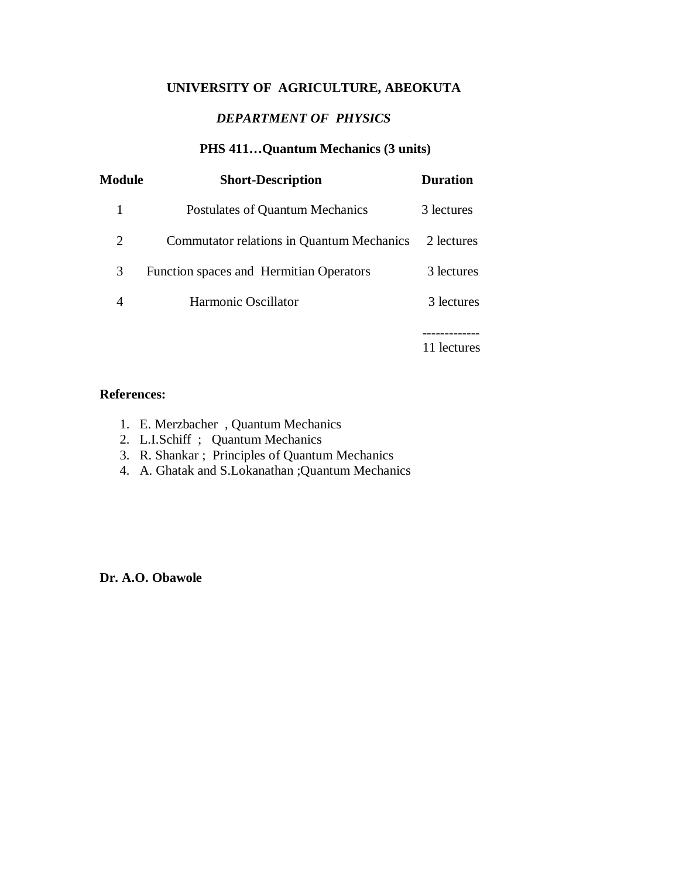# UNIVERSITY OF AGRICULTURE, ABEOKUTA

## *DEPARTMENT OF PHYSICS*

### PHS 411…Quantum Mechanics (3 units)

| **Module** | **Short-Description** | **Duration** |
|---|---|---|
| 1 | Postulates of Quantum Mechanics | 3 lectures |
| 2 | Commutator relations in Quantum Mechanics | 2 lectures |
| 3 | Function spaces and Hermitian Operators | 3 lectures |
| 4 | Harmonic Oscillator | 3 lectures |
| | | ------------- |
| | | 11 lectures |

**References:**

1. E. Merzbacher , Quantum Mechanics
2. L.I.Schiff ; Quantum Mechanics
3. R. Shankar ; Principles of Quantum Mechanics
4. A. Ghatak and S.Lokanathan ;Quantum Mechanics

**Dr. A.O. Obawole**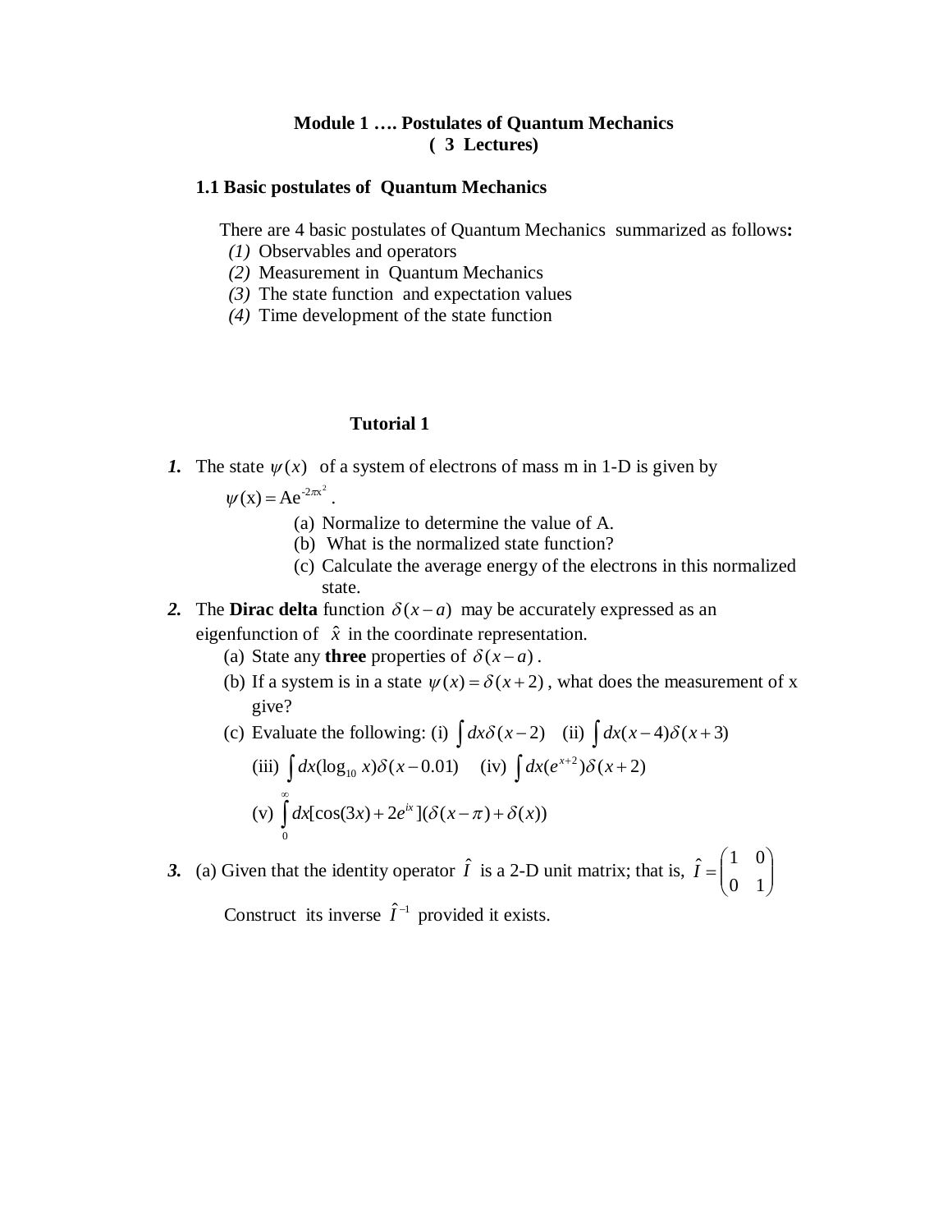**Module 1 …. Postulates of Quantum Mechanics**
**( 3 Lectures)**

### 1.1 Basic postulates of Quantum Mechanics

There are 4 basic postulates of Quantum Mechanics summarized as follows**:**

*(1)* Observables and operators
*(2)* Measurement in Quantum Mechanics
*(3)* The state function and expectation values
*(4)* Time development of the state function

## Tutorial 1

***1.*** The state $\psi(x)$ of a system of electrons of mass m in 1-D is given by $\psi(\mathrm{x}) = \mathrm{A}e^{-2\pi x^2}$.

(a) Normalize to determine the value of A.
(b) What is the normalized state function?
(c) Calculate the average energy of the electrons in this normalized state.

***2.*** The **Dirac delta** function $\delta(x-a)$ may be accurately expressed as an eigenfunction of $\hat{x}$ in the coordinate representation.

(a) State any **three** properties of $\delta(x-a)$.
(b) If a system is in a state $\psi(x) = \delta(x+2)$, what does the measurement of x give?
(c) Evaluate the following: (i) $\int dx\delta(x-2)$ (ii) $\int dx(x-4)\delta(x+3)$

(iii) $\int dx(\log_{10} x)\delta(x-0.01)$ (iv) $\int dx(e^{x+2})\delta(x+2)$

(v) $\int_0^\infty dx[\cos(3x) + 2e^{ix}](\delta(x-\pi) + \delta(x))$

***3.*** (a) Given that the identity operator $\hat{I}$ is a 2-D unit matrix; that is, $\hat{I} = \begin{pmatrix} 1 & 0 \\ 0 & 1 \end{pmatrix}$

Construct its inverse $\hat{I}^{-1}$ provided it exists.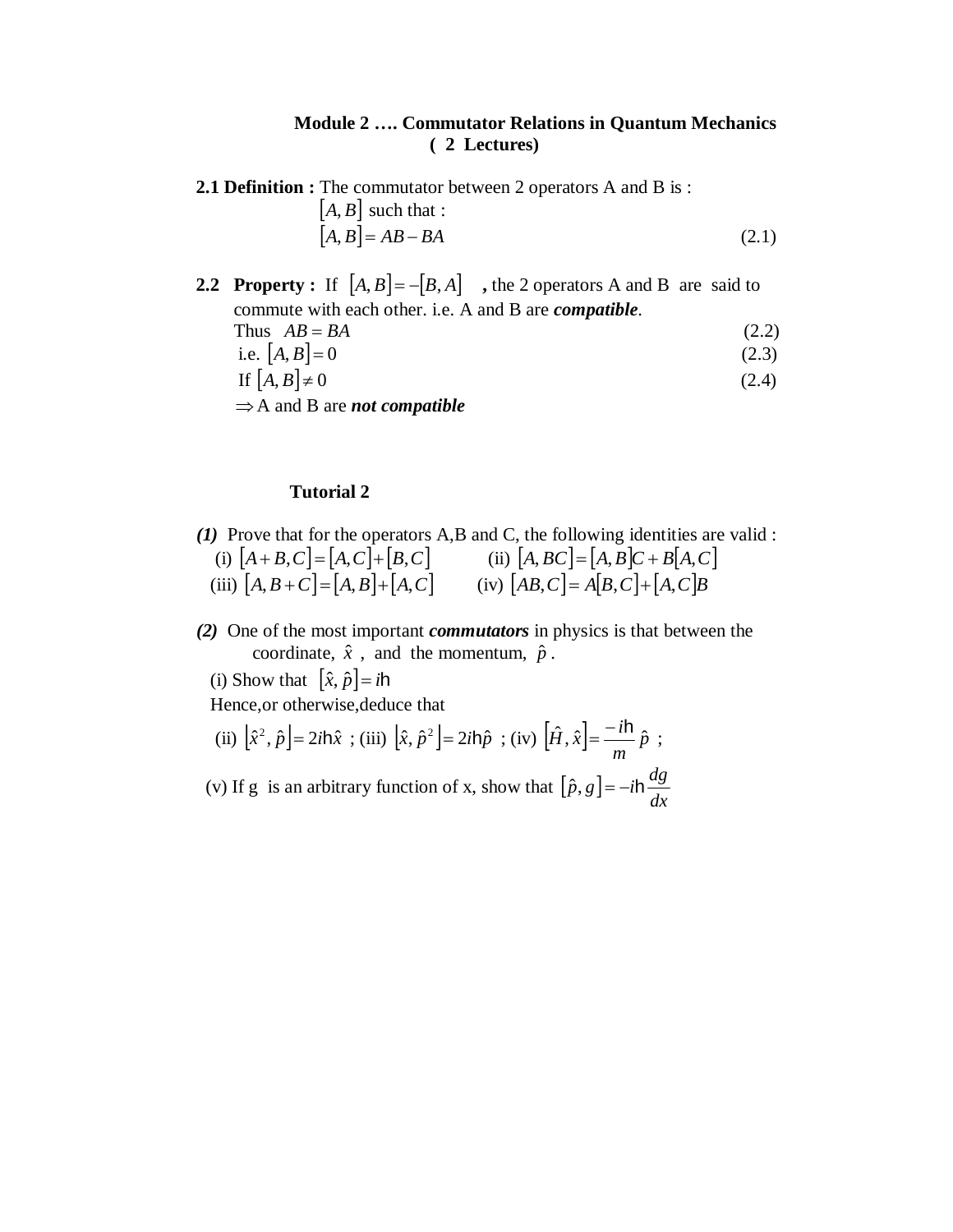**Module 2 …. Commutator Relations in Quantum Mechanics**
**( 2 Lectures)**

**2.1 Definition :** The commutator between 2 operators A and B is :

$[A, B]$ such that :

$$[A, B] = AB - BA \tag{2.1}$$

**2.2 Property :** If $[A, B] = -[B, A]$ **,** the 2 operators A and B are said to commute with each other. i.e. A and B are ***compatible***.

Thus $AB = BA$ (2.2)

i.e. $[A, B] = 0$ (2.3)

If $[A, B] \neq 0$ (2.4)

$\Rightarrow$ A and B are ***not compatible***

**Tutorial 2**

***(1)*** Prove that for the operators A,B and C, the following identities are valid :

(i) $[A + B, C] = [A, C] + [B, C]$ (ii) $[A, BC] = [A, B]C + B[A, C]$

(iii) $[A, B + C] = [A, B] + [A, C]$ (iv) $[AB, C] = A[B, C] + [A, C]B$

***(2)*** One of the most important ***commutators*** in physics is that between the coordinate, $\hat{x}$ , and the momentum, $\hat{p}$ .

(i) Show that $[\hat{x}, \hat{p}] = i\hbar$

Hence,or otherwise,deduce that

(ii) $[\hat{x}^2, \hat{p}] = 2i\hbar\hat{x}$ ; (iii) $[\hat{x}, \hat{p}^2] = 2i\hbar\hat{p}$ ; (iv) $[\hat{H}, \hat{x}] = \frac{-i\hbar}{m}\hat{p}$ ;

(v) If g is an arbitrary function of x, show that $[\hat{p}, g] = -i\hbar\frac{dg}{dx}$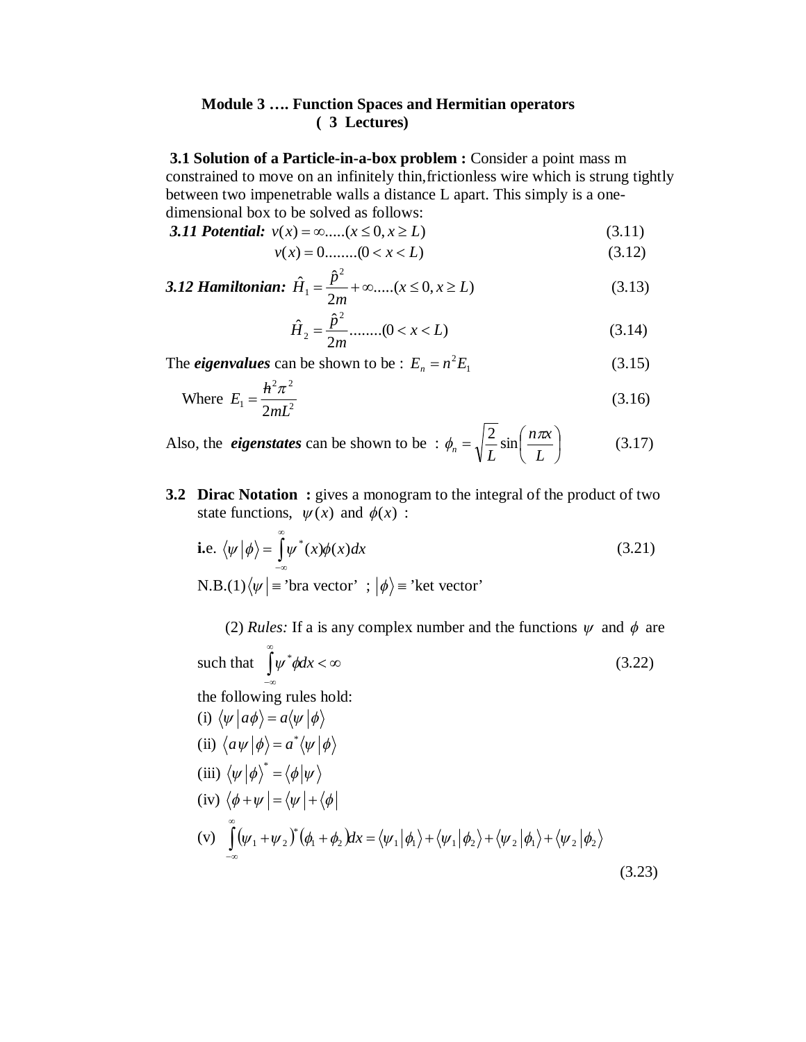**Module 3 …. Function Spaces and Hermitian operators**
**( 3 Lectures)**

**3.1 Solution of a Particle-in-a-box problem :** Consider a point mass m constrained to move on an infinitely thin,frictionless wire which is strung tightly between two impenetrable walls a distance L apart. This simply is a one-dimensional box to be solved as follows:

***3.11 Potential:*** $v(x) = \infty .....(x \le 0, x \ge L)$ (3.11)

$v(x) = 0........(0 < x < L)$ (3.12)

***3.12 Hamiltonian:*** $\hat{H}_1 = \frac{\hat{p}^2}{2m} + \infty .....(x \le 0, x \ge L)$ (3.13)

$\hat{H}_2 = \frac{\hat{p}^2}{2m} ........(0 < x < L)$ (3.14)

The ***eigenvalues*** can be shown to be : $E_n = n^2 E_1$ (3.15)

Where $E_1 = \frac{\hbar^2 \pi^2}{2mL^2}$ (3.16)

Also, the ***eigenstates*** can be shown to be : $\phi_n = \sqrt{\frac{2}{L}} \sin\left(\frac{n\pi x}{L}\right)$ (3.17)

**3.2 Dirac Notation :** gives a monogram to the integral of the product of two state functions, $\psi(x)$ and $\phi(x)$ :

**i.**e. $\langle \psi | \phi \rangle = \int_{-\infty}^{\infty} \psi^*(x)\phi(x)dx$ (3.21)

N.B.(1) $\langle \psi | \equiv$ 'bra vector' ; $| \phi \rangle \equiv$ 'ket vector'

(2) *Rules:* If a is any complex number and the functions $\psi$ and $\phi$ are such that $\int_{-\infty}^{\infty} \psi^* \phi dx < \infty$ (3.22)

the following rules hold:

(i) $\langle \psi | a\phi \rangle = a\langle \psi | \phi \rangle$

(ii) $\langle a\psi | \phi \rangle = a^* \langle \psi | \phi \rangle$

(iii) $\langle \psi | \phi \rangle^* = \langle \phi | \psi \rangle$

(iv) $\langle \phi + \psi | = \langle \psi | + \langle \phi |$

(v) $\int_{-\infty}^{\infty} (\psi_1 + \psi_2)^* (\phi_1 + \phi_2) dx = \langle \psi_1 | \phi_1 \rangle + \langle \psi_1 | \phi_2 \rangle + \langle \psi_2 | \phi_1 \rangle + \langle \psi_2 | \phi_2 \rangle$

(3.23)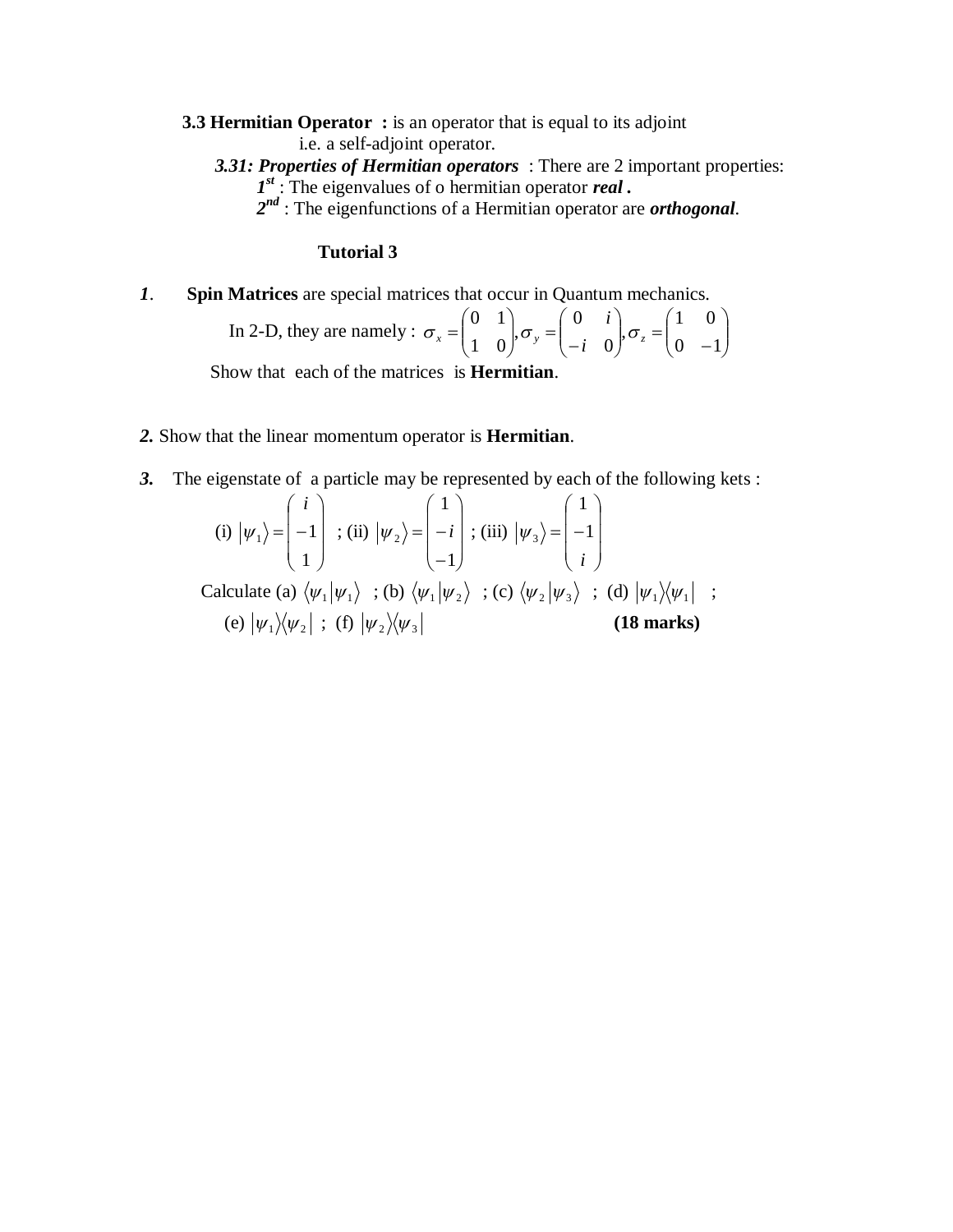**3.3 Hermitian Operator :** is an operator that is equal to its adjoint i.e. a self-adjoint operator.

***3.31: Properties of Hermitian operators*** : There are 2 important properties:

***1[st]*** : The eigenvalues of o hermitian operator ***real .***

***2[nd]*** : The eigenfunctions of a Hermitian operator are ***orthogonal***.

## Tutorial 3

***1***. **Spin Matrices** are special matrices that occur in Quantum mechanics.

In 2-D, they are namely : $\sigma_x = \begin{pmatrix} 0 & 1 \\ 1 & 0 \end{pmatrix}, \sigma_y = \begin{pmatrix} 0 & i \\ -i & 0 \end{pmatrix}, \sigma_z = \begin{pmatrix} 1 & 0 \\ 0 & -1 \end{pmatrix}$

Show that each of the matrices is **Hermitian**.

**2.** Show that the linear momentum operator is **Hermitian**.

**3.** The eigenstate of a particle may be represented by each of the following kets :

(i) $|\psi_1\rangle = \begin{pmatrix} i \\ -1 \\ 1 \end{pmatrix}$ ; (ii) $|\psi_2\rangle = \begin{pmatrix} 1 \\ -i \\ -1 \end{pmatrix}$ ; (iii) $|\psi_3\rangle = \begin{pmatrix} 1 \\ -1 \\ i \end{pmatrix}$

Calculate (a) $\langle\psi_1|\psi_1\rangle$ ; (b) $\langle\psi_1|\psi_2\rangle$ ; (c) $\langle\psi_2|\psi_3\rangle$ ; (d) $|\psi_1\rangle\langle\psi_1|$ ; (e) $|\psi_1\rangle\langle\psi_2|$ ; (f) $|\psi_2\rangle\langle\psi_3|$ **(18 marks)**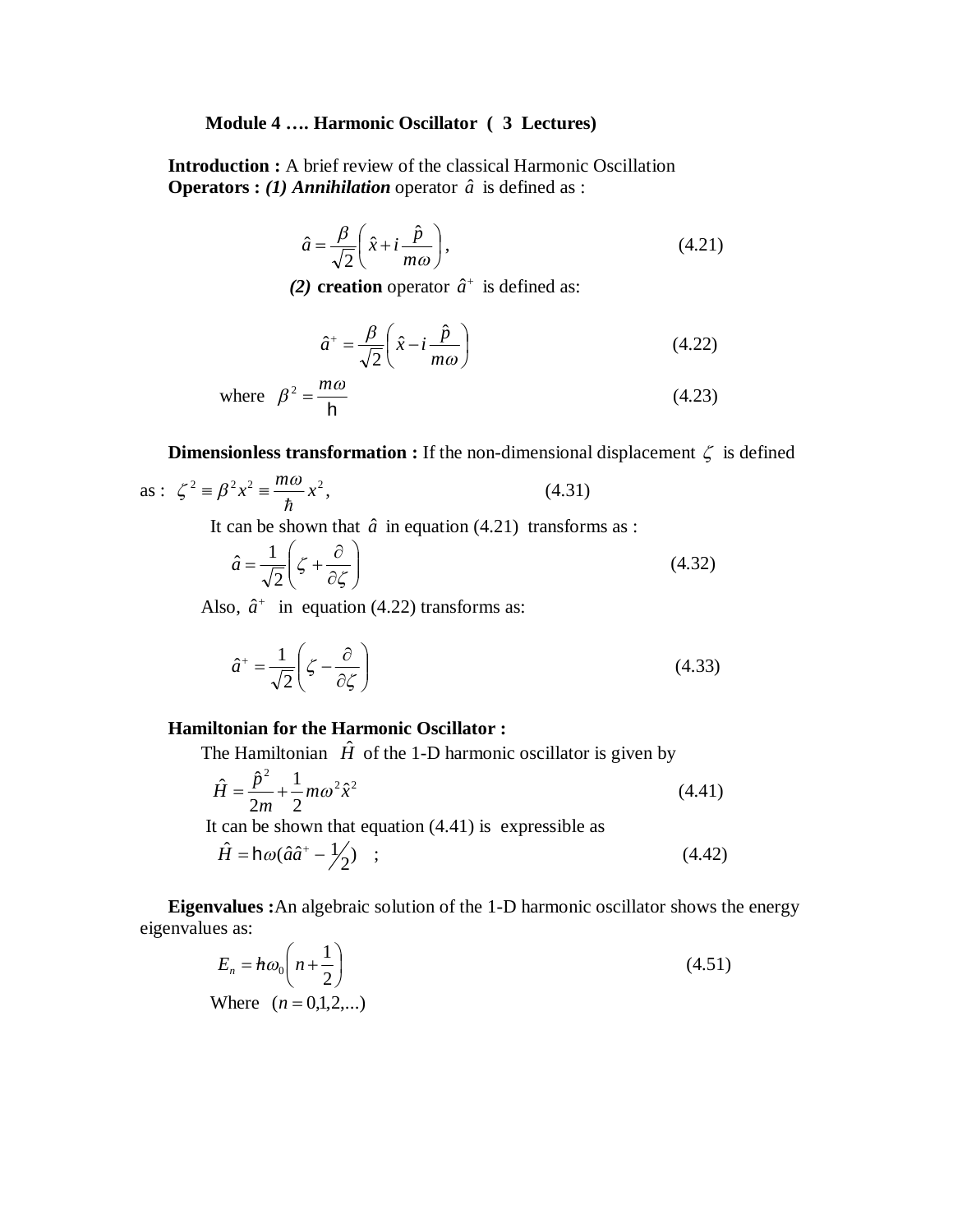**Module 4 …. Harmonic Oscillator ( 3 Lectures)**

**Introduction :** A brief review of the classical Harmonic Oscillation

**Operators :** ***(1) Annihilation*** operator $\hat{a}$ is defined as :

$$\hat{a} = \frac{\beta}{\sqrt{2}}\left(\hat{x} + i\frac{\hat{p}}{m\omega}\right), \tag{4.21}$$

***(2)*** **creation** operator $\hat{a}^+$ is defined as:

$$\hat{a}^+ = \frac{\beta}{\sqrt{2}}\left(\hat{x} - i\frac{\hat{p}}{m\omega}\right) \tag{4.22}$$

where $\beta^2 = \frac{m\omega}{\hbar}$ (4.23)

**Dimensionless transformation :** If the non-dimensional displacement $\zeta$ is defined as : $\zeta^2 \equiv \beta^2 x^2 \equiv \frac{m\omega}{\hbar}x^2,$ (4.31)

It can be shown that $\hat{a}$ in equation (4.21) transforms as :

$$\hat{a} = \frac{1}{\sqrt{2}}\left(\zeta + \frac{\partial}{\partial\zeta}\right) \tag{4.32}$$

Also, $\hat{a}^+$ in equation (4.22) transforms as:

$$\hat{a}^+ = \frac{1}{\sqrt{2}}\left(\zeta - \frac{\partial}{\partial\zeta}\right) \tag{4.33}$$

**Hamiltonian for the Harmonic Oscillator :**

The Hamiltonian $\hat{H}$ of the 1-D harmonic oscillator is given by

$$\hat{H} = \frac{\hat{p}^2}{2m} + \frac{1}{2}m\omega^2\hat{x}^2 \tag{4.41}$$

It can be shown that equation (4.41) is expressible as

$$\hat{H} = \hbar\omega(\hat{a}\hat{a}^+ - 1/2) \quad ; \tag{4.42}$$

**Eigenvalues :** An algebraic solution of the 1-D harmonic oscillator shows the energy eigenvalues as:

$$E_n = \hbar\omega_0\left(n + \frac{1}{2}\right) \tag{4.51}$$

Where $(n = 0,1,2,...)$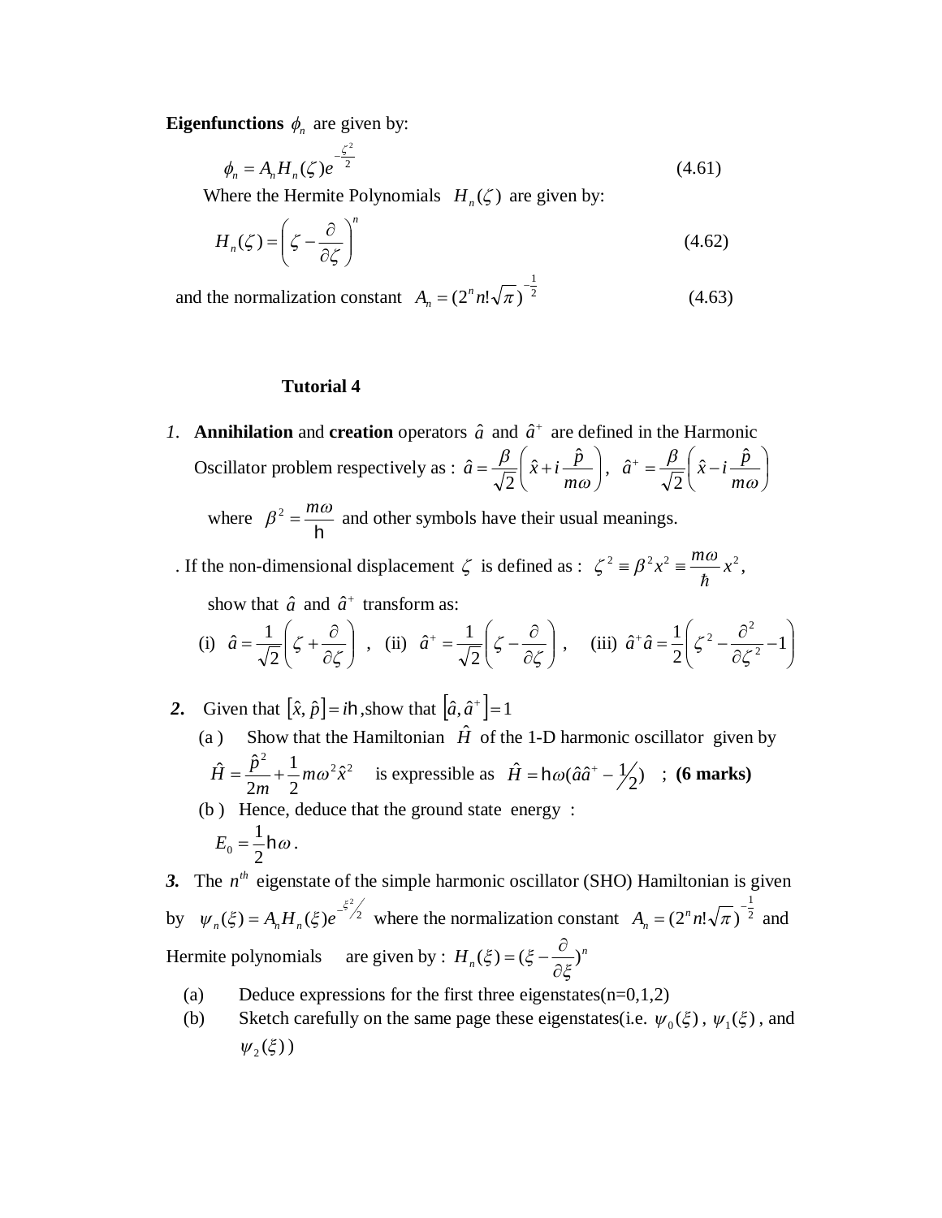**Eigenfunctions** $\phi_n$ are given by:

$$\phi_n = A_n H_n(\zeta) e^{-\frac{\zeta^2}{2}} \tag{4.61}$$

Where the Hermite Polynomials $H_n(\zeta)$ are given by:

$$H_n(\zeta) = \left(\zeta - \frac{\partial}{\partial \zeta}\right)^n \tag{4.62}$$

and the normalization constant $A_n = (2^n n! \sqrt{\pi})^{-\frac{1}{2}}$ (4.63)

### Tutorial 4

*1.* **Annihilation** and **creation** operators $\hat{a}$ and $\hat{a}^+$ are defined in the Harmonic Oscillator problem respectively as : $\hat{a} = \frac{\beta}{\sqrt{2}}\left(\hat{x} + i\frac{\hat{p}}{m\omega}\right)$, $\hat{a}^+ = \frac{\beta}{\sqrt{2}}\left(\hat{x} - i\frac{\hat{p}}{m\omega}\right)$

where $\beta^2 = \frac{m\omega}{\hbar}$ and other symbols have their usual meanings.

. If the non-dimensional displacement $\zeta$ is defined as : $\zeta^2 \equiv \beta^2 x^2 \equiv \frac{m\omega}{\hbar} x^2$,

show that $\hat{a}$ and $\hat{a}^+$ transform as:

(i) $\hat{a} = \frac{1}{\sqrt{2}}\left(\zeta + \frac{\partial}{\partial \zeta}\right)$ , (ii) $\hat{a}^+ = \frac{1}{\sqrt{2}}\left(\zeta - \frac{\partial}{\partial \zeta}\right)$ , (iii) $\hat{a}^+\hat{a} = \frac{1}{2}\left(\zeta^2 - \frac{\partial^2}{\partial \zeta^2} - 1\right)$

***2.*** Given that $[\hat{x}, \hat{p}] = i\hbar$ ,show that $[\hat{a}, \hat{a}^+] = 1$

(a ) Show that the Hamiltonian $\hat{H}$ of the 1-D harmonic oscillator given by $\hat{H} = \frac{\hat{p}^2}{2m} + \frac{1}{2}m\omega^2\hat{x}^2$ is expressible as $\hat{H} = \hbar\omega(\hat{a}\hat{a}^+ - \frac{1}{2})$ ; **(6 marks)**

(b ) Hence, deduce that the ground state energy :

$E_0 = \frac{1}{2}\hbar\omega$ .

***3.*** The $n^{th}$ eigenstate of the simple harmonic oscillator (SHO) Hamiltonian is given by $\psi_n(\xi) = A_n H_n(\xi) e^{-\xi^2/2}$ where the normalization constant $A_n = (2^n n! \sqrt{\pi})^{-\frac{1}{2}}$ and Hermite polynomials are given by : $H_n(\xi) = (\xi - \frac{\partial}{\partial \xi})^n$

(a) Deduce expressions for the first three eigenstates(n=0,1,2)

(b) Sketch carefully on the same page these eigenstates(i.e. $\psi_0(\xi)$ , $\psi_1(\xi)$ , and $\psi_2(\xi)$ )